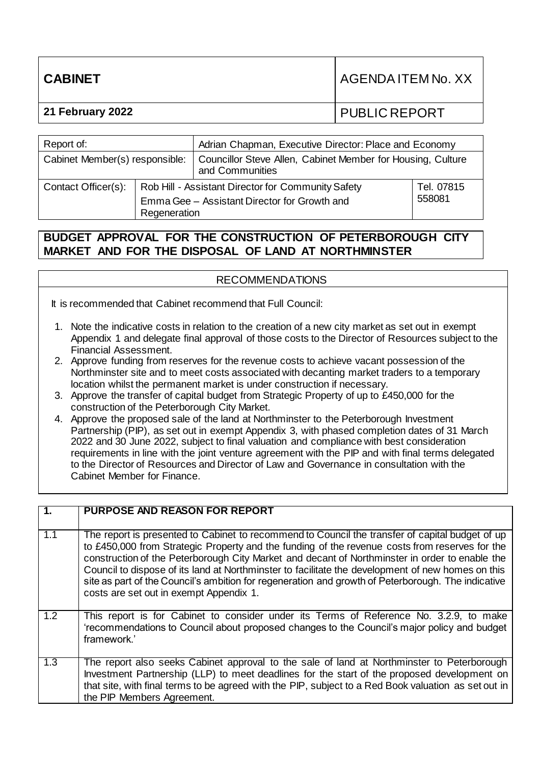| CABINET | AGENDA ITEM No. XX |
|---|---|
| 21 February 2022 | PUBLIC REPORT |

| Report of: | | Adrian Chapman, Executive Director: Place and Economy | |
|---|---|---|---|
| Cabinet Member(s) responsible: | | Councillor Steve Allen, Cabinet Member for Housing, Culture and Communities | |
| Contact Officer(s): | Rob Hill - Assistant Director for Community Safety<br>Emma Gee – Assistant Director for Growth and Regeneration | | Tel. 07815 558081 |

## BUDGET APPROVAL FOR THE CONSTRUCTION OF PETERBOROUGH CITY MARKET AND FOR THE DISPOSAL OF LAND AT NORTHMINSTER

### RECOMMENDATIONS

It is recommended that Cabinet recommend that Full Council:

1. Note the indicative costs in relation to the creation of a new city market as set out in exempt Appendix 1 and delegate final approval of those costs to the Director of Resources subject to the Financial Assessment.
2. Approve funding from reserves for the revenue costs to achieve vacant possession of the Northminster site and to meet costs associated with decanting market traders to a temporary location whilst the permanent market is under construction if necessary.
3. Approve the transfer of capital budget from Strategic Property of up to £450,000 for the construction of the Peterborough City Market.
4. Approve the proposed sale of the land at Northminster to the Peterborough Investment Partnership (PIP), as set out in exempt Appendix 3, with phased completion dates of 31 March 2022 and 30 June 2022, subject to final valuation and compliance with best consideration requirements in line with the joint venture agreement with the PIP and with final terms delegated to the Director of Resources and Director of Law and Governance in consultation with the Cabinet Member for Finance.

| 1. | PURPOSE AND REASON FOR REPORT |
|---|---|
| 1.1 | The report is presented to Cabinet to recommend to Council the transfer of capital budget of up to £450,000 from Strategic Property and the funding of the revenue costs from reserves for the construction of the Peterborough City Market and decant of Northminster in order to enable the Council to dispose of its land at Northminster to facilitate the development of new homes on this site as part of the Council's ambition for regeneration and growth of Peterborough. The indicative costs are set out in exempt Appendix 1. |
| 1.2 | This report is for Cabinet to consider under its Terms of Reference No. 3.2.9, to make 'recommendations to Council about proposed changes to the Council's major policy and budget framework.' |
| 1.3 | The report also seeks Cabinet approval to the sale of land at Northminster to Peterborough Investment Partnership (LLP) to meet deadlines for the start of the proposed development on that site, with final terms to be agreed with the PIP, subject to a Red Book valuation as set out in the PIP Members Agreement. |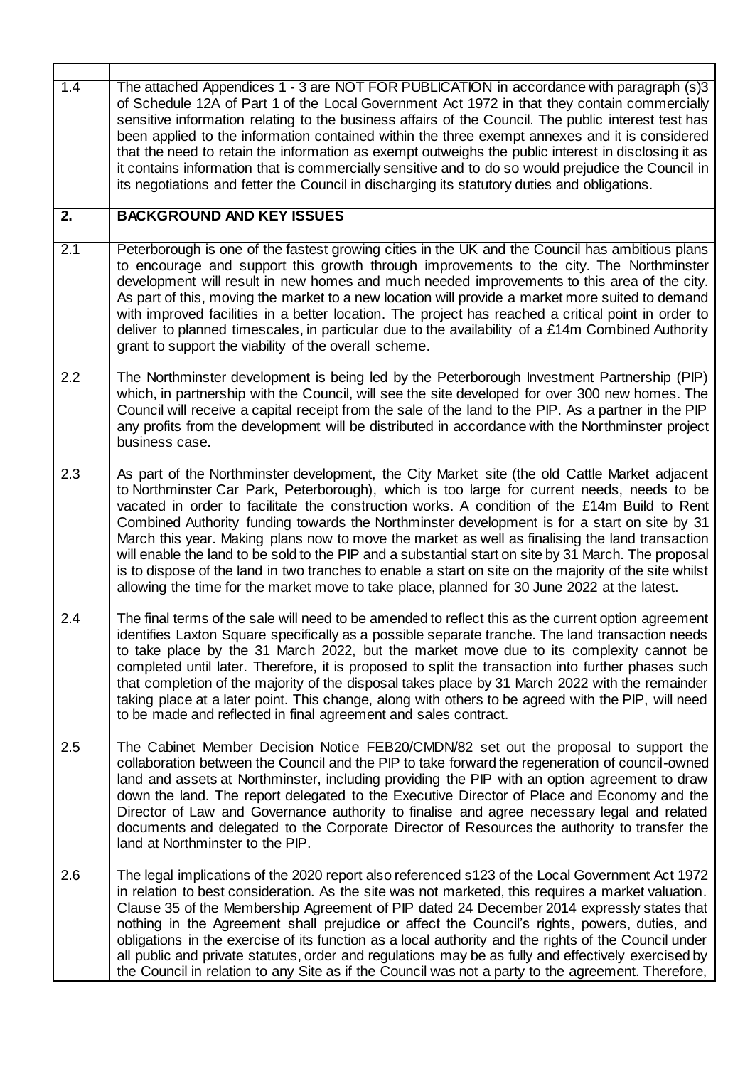| | |
|---|---|
| 1.4 | The attached Appendices 1 - 3 are NOT FOR PUBLICATION in accordance with paragraph (s)3 of Schedule 12A of Part 1 of the Local Government Act 1972 in that they contain commercially sensitive information relating to the business affairs of the Council. The public interest test has been applied to the information contained within the three exempt annexes and it is considered that the need to retain the information as exempt outweighs the public interest in disclosing it as it contains information that is commercially sensitive and to do so would prejudice the Council in its negotiations and fetter the Council in discharging its statutory duties and obligations. |
| **2.** | **BACKGROUND AND KEY ISSUES** |
| 2.1 | Peterborough is one of the fastest growing cities in the UK and the Council has ambitious plans to encourage and support this growth through improvements to the city. The Northminster development will result in new homes and much needed improvements to this area of the city. As part of this, moving the market to a new location will provide a market more suited to demand with improved facilities in a better location. The project has reached a critical point in order to deliver to planned timescales, in particular due to the availability of a £14m Combined Authority grant to support the viability of the overall scheme. |
| 2.2 | The Northminster development is being led by the Peterborough Investment Partnership (PIP) which, in partnership with the Council, will see the site developed for over 300 new homes. The Council will receive a capital receipt from the sale of the land to the PIP. As a partner in the PIP any profits from the development will be distributed in accordance with the Northminster project business case. |
| 2.3 | As part of the Northminster development, the City Market site (the old Cattle Market adjacent to Northminster Car Park, Peterborough), which is too large for current needs, needs to be vacated in order to facilitate the construction works. A condition of the £14m Build to Rent Combined Authority funding towards the Northminster development is for a start on site by 31 March this year. Making plans now to move the market as well as finalising the land transaction will enable the land to be sold to the PIP and a substantial start on site by 31 March. The proposal is to dispose of the land in two tranches to enable a start on site on the majority of the site whilst allowing the time for the market move to take place, planned for 30 June 2022 at the latest. |
| 2.4 | The final terms of the sale will need to be amended to reflect this as the current option agreement identifies Laxton Square specifically as a possible separate tranche. The land transaction needs to take place by the 31 March 2022, but the market move due to its complexity cannot be completed until later. Therefore, it is proposed to split the transaction into further phases such that completion of the majority of the disposal takes place by 31 March 2022 with the remainder taking place at a later point. This change, along with others to be agreed with the PIP, will need to be made and reflected in final agreement and sales contract. |
| 2.5 | The Cabinet Member Decision Notice FEB20/CMDN/82 set out the proposal to support the collaboration between the Council and the PIP to take forward the regeneration of council-owned land and assets at Northminster, including providing the PIP with an option agreement to draw down the land. The report delegated to the Executive Director of Place and Economy and the Director of Law and Governance authority to finalise and agree necessary legal and related documents and delegated to the Corporate Director of Resources the authority to transfer the land at Northminster to the PIP. |
| 2.6 | The legal implications of the 2020 report also referenced s123 of the Local Government Act 1972 in relation to best consideration. As the site was not marketed, this requires a market valuation. Clause 35 of the Membership Agreement of PIP dated 24 December 2014 expressly states that nothing in the Agreement shall prejudice or affect the Council's rights, powers, duties, and obligations in the exercise of its function as a local authority and the rights of the Council under all public and private statutes, order and regulations may be as fully and effectively exercised by the Council in relation to any Site as if the Council was not a party to the agreement. Therefore, |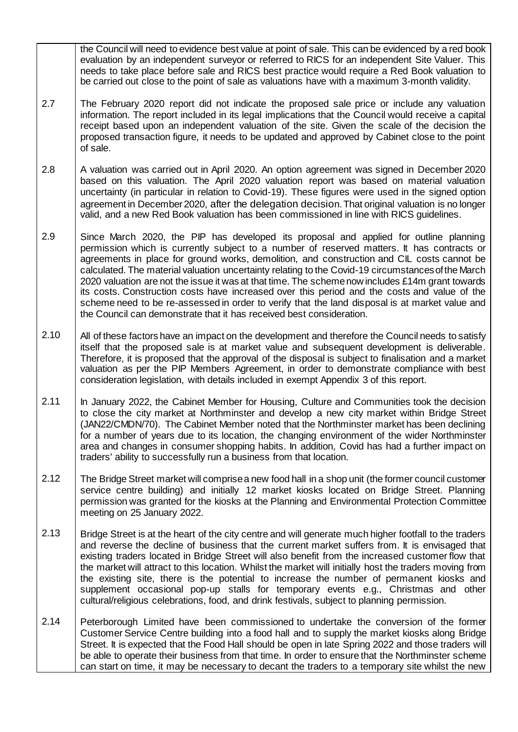the Council will need to evidence best value at point of sale. This can be evidenced by a red book evaluation by an independent surveyor or referred to RICS for an independent Site Valuer. This needs to take place before sale and RICS best practice would require a Red Book valuation to be carried out close to the point of sale as valuations have with a maximum 3-month validity.

2.7 The February 2020 report did not indicate the proposed sale price or include any valuation information. The report included in its legal implications that the Council would receive a capital receipt based upon an independent valuation of the site. Given the scale of the decision the proposed transaction figure, it needs to be updated and approved by Cabinet close to the point of sale.

2.8 A valuation was carried out in April 2020. An option agreement was signed in December 2020 based on this valuation. The April 2020 valuation report was based on material valuation uncertainty (in particular in relation to Covid-19). These figures were used in the signed option agreement in December 2020, after the delegation decision. That original valuation is no longer valid, and a new Red Book valuation has been commissioned in line with RICS guidelines.

2.9 Since March 2020, the PIP has developed its proposal and applied for outline planning permission which is currently subject to a number of reserved matters. It has contracts or agreements in place for ground works, demolition, and construction and CIL costs cannot be calculated. The material valuation uncertainty relating to the Covid-19 circumstances of the March 2020 valuation are not the issue it was at that time. The scheme now includes £14m grant towards its costs. Construction costs have increased over this period and the costs and value of the scheme need to be re-assessed in order to verify that the land disposal is at market value and the Council can demonstrate that it has received best consideration.

2.10 All of these factors have an impact on the development and therefore the Council needs to satisfy itself that the proposed sale is at market value and subsequent development is deliverable. Therefore, it is proposed that the approval of the disposal is subject to finalisation and a market valuation as per the PIP Members Agreement, in order to demonstrate compliance with best consideration legislation, with details included in exempt Appendix 3 of this report.

2.11 In January 2022, the Cabinet Member for Housing, Culture and Communities took the decision to close the city market at Northminster and develop a new city market within Bridge Street (JAN22/CMDN/70). The Cabinet Member noted that the Northminster market has been declining for a number of years due to its location, the changing environment of the wider Northminster area and changes in consumer shopping habits. In addition, Covid has had a further impact on traders' ability to successfully run a business from that location.

2.12 The Bridge Street market will comprise a new food hall in a shop unit (the former council customer service centre building) and initially 12 market kiosks located on Bridge Street. Planning permission was granted for the kiosks at the Planning and Environmental Protection Committee meeting on 25 January 2022.

2.13 Bridge Street is at the heart of the city centre and will generate much higher footfall to the traders and reverse the decline of business that the current market suffers from. It is envisaged that existing traders located in Bridge Street will also benefit from the increased customer flow that the market will attract to this location. Whilst the market will initially host the traders moving from the existing site, there is the potential to increase the number of permanent kiosks and supplement occasional pop-up stalls for temporary events e.g., Christmas and other cultural/religious celebrations, food, and drink festivals, subject to planning permission.

2.14 Peterborough Limited have been commissioned to undertake the conversion of the former Customer Service Centre building into a food hall and to supply the market kiosks along Bridge Street. It is expected that the Food Hall should be open in late Spring 2022 and those traders will be able to operate their business from that time. In order to ensure that the Northminster scheme can start on time, it may be necessary to decant the traders to a temporary site whilst the new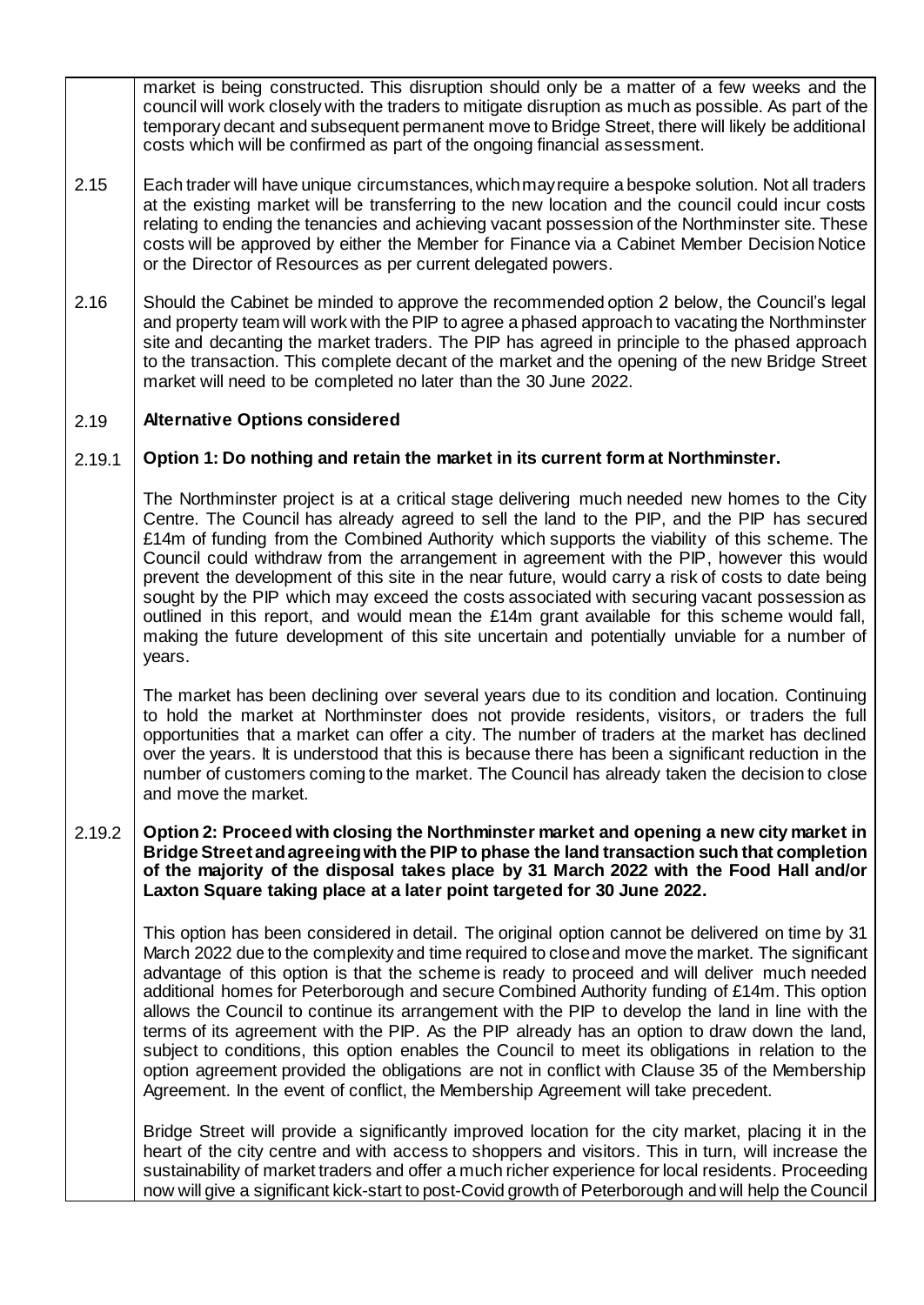market is being constructed. This disruption should only be a matter of a few weeks and the council will work closely with the traders to mitigate disruption as much as possible. As part of the temporary decant and subsequent permanent move to Bridge Street, there will likely be additional costs which will be confirmed as part of the ongoing financial assessment.

2.15 Each trader will have unique circumstances, which may require a bespoke solution. Not all traders at the existing market will be transferring to the new location and the council could incur costs relating to ending the tenancies and achieving vacant possession of the Northminster site. These costs will be approved by either the Member for Finance via a Cabinet Member Decision Notice or the Director of Resources as per current delegated powers.

2.16 Should the Cabinet be minded to approve the recommended option 2 below, the Council's legal and property team will work with the PIP to agree a phased approach to vacating the Northminster site and decanting the market traders. The PIP has agreed in principle to the phased approach to the transaction. This complete decant of the market and the opening of the new Bridge Street market will need to be completed no later than the 30 June 2022.

2.19 **Alternative Options considered**

2.19.1 **Option 1: Do nothing and retain the market in its current form at Northminster.**

The Northminster project is at a critical stage delivering much needed new homes to the City Centre. The Council has already agreed to sell the land to the PIP, and the PIP has secured £14m of funding from the Combined Authority which supports the viability of this scheme. The Council could withdraw from the arrangement in agreement with the PIP, however this would prevent the development of this site in the near future, would carry a risk of costs to date being sought by the PIP which may exceed the costs associated with securing vacant possession as outlined in this report, and would mean the £14m grant available for this scheme would fall, making the future development of this site uncertain and potentially unviable for a number of years.

The market has been declining over several years due to its condition and location. Continuing to hold the market at Northminster does not provide residents, visitors, or traders the full opportunities that a market can offer a city. The number of traders at the market has declined over the years. It is understood that this is because there has been a significant reduction in the number of customers coming to the market. The Council has already taken the decision to close and move the market.

2.19.2 **Option 2: Proceed with closing the Northminster market and opening a new city market in Bridge Street and agreeing with the PIP to phase the land transaction such that completion of the majority of the disposal takes place by 31 March 2022 with the Food Hall and/or Laxton Square taking place at a later point targeted for 30 June 2022.**

This option has been considered in detail. The original option cannot be delivered on time by 31 March 2022 due to the complexity and time required to close and move the market. The significant advantage of this option is that the scheme is ready to proceed and will deliver much needed additional homes for Peterborough and secure Combined Authority funding of £14m. This option allows the Council to continue its arrangement with the PIP to develop the land in line with the terms of its agreement with the PIP. As the PIP already has an option to draw down the land, subject to conditions, this option enables the Council to meet its obligations in relation to the option agreement provided the obligations are not in conflict with Clause 35 of the Membership Agreement. In the event of conflict, the Membership Agreement will take precedent.

Bridge Street will provide a significantly improved location for the city market, placing it in the heart of the city centre and with access to shoppers and visitors. This in turn, will increase the sustainability of market traders and offer a much richer experience for local residents. Proceeding now will give a significant kick-start to post-Covid growth of Peterborough and will help the Council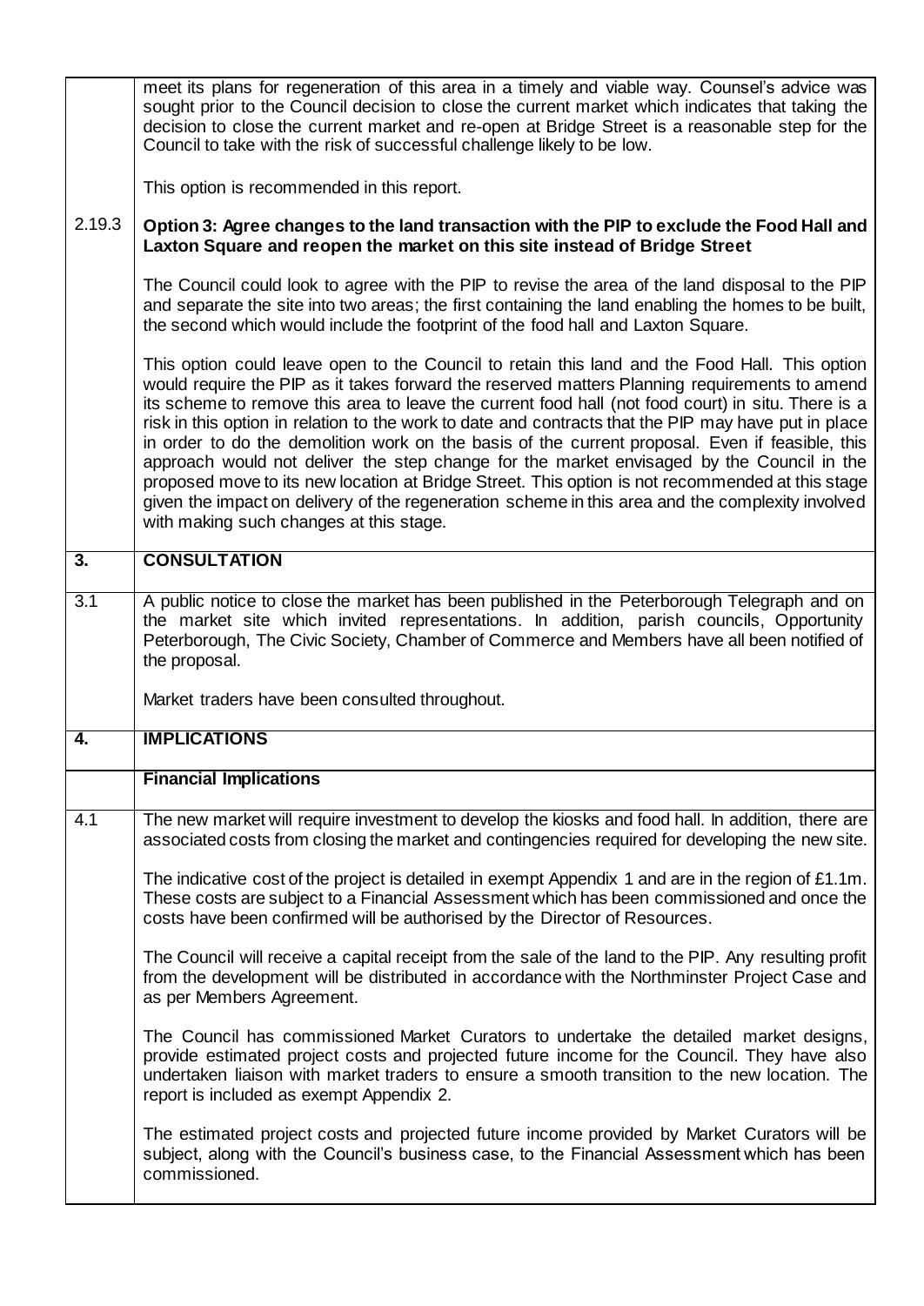meet its plans for regeneration of this area in a timely and viable way. Counsel's advice was sought prior to the Council decision to close the current market which indicates that taking the decision to close the current market and re-open at Bridge Street is a reasonable step for the Council to take with the risk of successful challenge likely to be low.

This option is recommended in this report.

2.19.3 **Option 3: Agree changes to the land transaction with the PIP to exclude the Food Hall and Laxton Square and reopen the market on this site instead of Bridge Street**

The Council could look to agree with the PIP to revise the area of the land disposal to the PIP and separate the site into two areas; the first containing the land enabling the homes to be built, the second which would include the footprint of the food hall and Laxton Square.

This option could leave open to the Council to retain this land and the Food Hall. This option would require the PIP as it takes forward the reserved matters Planning requirements to amend its scheme to remove this area to leave the current food hall (not food court) in situ. There is a risk in this option in relation to the work to date and contracts that the PIP may have put in place in order to do the demolition work on the basis of the current proposal. Even if feasible, this approach would not deliver the step change for the market envisaged by the Council in the proposed move to its new location at Bridge Street. This option is not recommended at this stage given the impact on delivery of the regeneration scheme in this area and the complexity involved with making such changes at this stage.

## 3. CONSULTATION

3.1 A public notice to close the market has been published in the Peterborough Telegraph and on the market site which invited representations. In addition, parish councils, Opportunity Peterborough, The Civic Society, Chamber of Commerce and Members have all been notified of the proposal.

Market traders have been consulted throughout.

## 4. IMPLICATIONS

### Financial Implications

4.1 The new market will require investment to develop the kiosks and food hall. In addition, there are associated costs from closing the market and contingencies required for developing the new site.

The indicative cost of the project is detailed in exempt Appendix 1 and are in the region of £1.1m. These costs are subject to a Financial Assessment which has been commissioned and once the costs have been confirmed will be authorised by the Director of Resources.

The Council will receive a capital receipt from the sale of the land to the PIP. Any resulting profit from the development will be distributed in accordance with the Northminster Project Case and as per Members Agreement.

The Council has commissioned Market Curators to undertake the detailed market designs, provide estimated project costs and projected future income for the Council. They have also undertaken liaison with market traders to ensure a smooth transition to the new location. The report is included as exempt Appendix 2.

The estimated project costs and projected future income provided by Market Curators will be subject, along with the Council's business case, to the Financial Assessment which has been commissioned.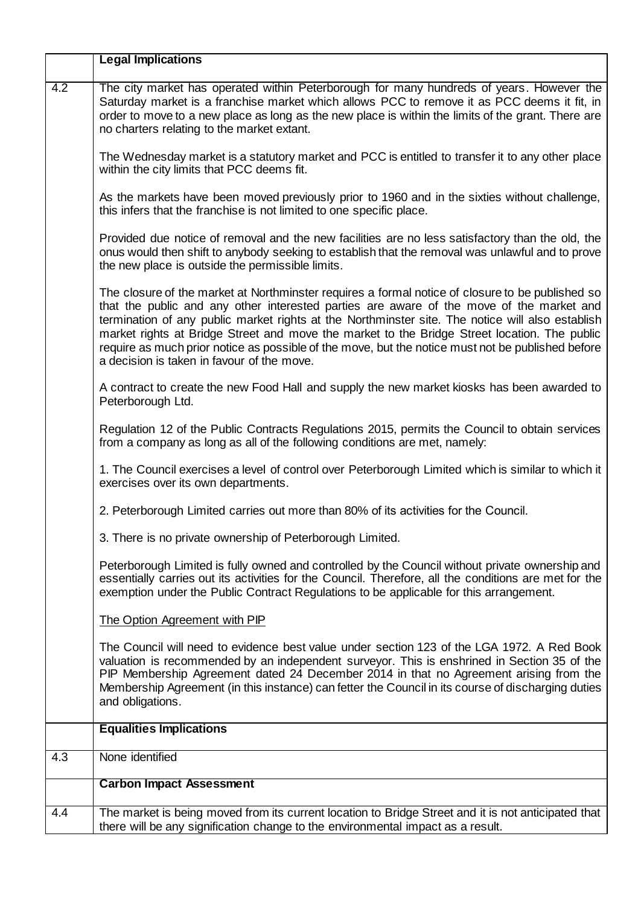| | **Legal Implications** |
|---|---|
| 4.2 | The city market has operated within Peterborough for many hundreds of years. However the Saturday market is a franchise market which allows PCC to remove it as PCC deems it fit, in order to move to a new place as long as the new place is within the limits of the grant. There are no charters relating to the market extant.<br><br>The Wednesday market is a statutory market and PCC is entitled to transfer it to any other place within the city limits that PCC deems fit.<br><br>As the markets have been moved previously prior to 1960 and in the sixties without challenge, this infers that the franchise is not limited to one specific place.<br><br>Provided due notice of removal and the new facilities are no less satisfactory than the old, the onus would then shift to anybody seeking to establish that the removal was unlawful and to prove the new place is outside the permissible limits.<br><br>The closure of the market at Northminster requires a formal notice of closure to be published so that the public and any other interested parties are aware of the move of the market and termination of any public market rights at the Northminster site. The notice will also establish market rights at Bridge Street and move the market to the Bridge Street location. The public require as much prior notice as possible of the move, but the notice must not be published before a decision is taken in favour of the move.<br><br>A contract to create the new Food Hall and supply the new market kiosks has been awarded to Peterborough Ltd.<br><br>Regulation 12 of the Public Contracts Regulations 2015, permits the Council to obtain services from a company as long as all of the following conditions are met, namely:<br><br>1. The Council exercises a level of control over Peterborough Limited which is similar to which it exercises over its own departments.<br><br>2. Peterborough Limited carries out more than 80% of its activities for the Council.<br><br>3. There is no private ownership of Peterborough Limited.<br><br>Peterborough Limited is fully owned and controlled by the Council without private ownership and essentially carries out its activities for the Council. Therefore, all the conditions are met for the exemption under the Public Contract Regulations to be applicable for this arrangement.<br><br>The Option Agreement with PIP<br><br>The Council will need to evidence best value under section 123 of the LGA 1972. A Red Book valuation is recommended by an independent surveyor. This is enshrined in Section 35 of the PIP Membership Agreement dated 24 December 2014 in that no Agreement arising from the Membership Agreement (in this instance) can fetter the Council in its course of discharging duties and obligations. |
| | **Equalities Implications** |
| 4.3 | None identified |
| | **Carbon Impact Assessment** |
| 4.4 | The market is being moved from its current location to Bridge Street and it is not anticipated that there will be any signification change to the environmental impact as a result. |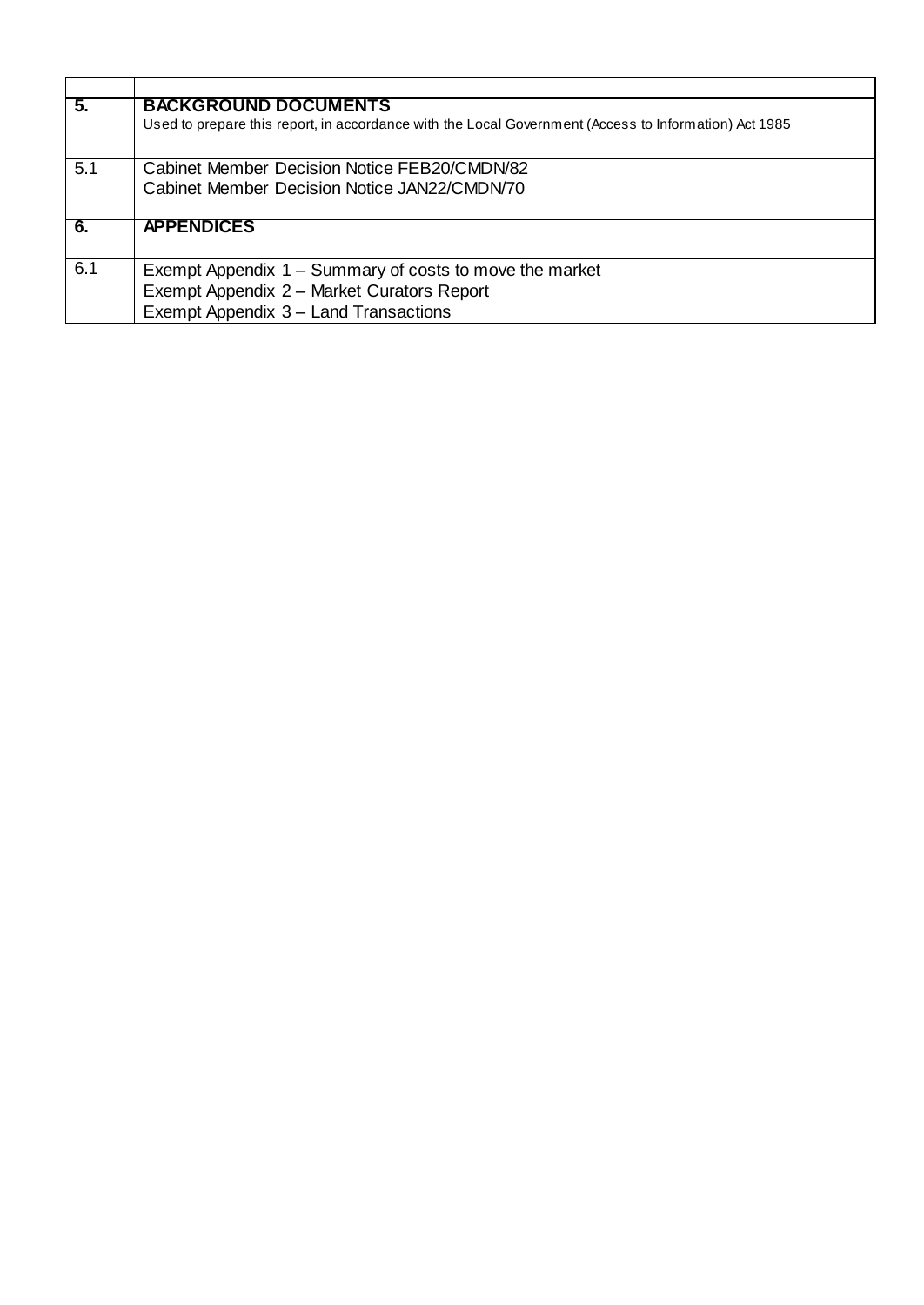| | |
|---|---|
| **5.** | **BACKGROUND DOCUMENTS**<br>Used to prepare this report, in accordance with the Local Government (Access to Information) Act 1985 |
| 5.1 | Cabinet Member Decision Notice FEB20/CMDN/82<br>Cabinet Member Decision Notice JAN22/CMDN/70 |
| **6.** | **APPENDICES** |
| 6.1 | Exempt Appendix 1 – Summary of costs to move the market<br>Exempt Appendix 2 – Market Curators Report<br>Exempt Appendix 3 – Land Transactions |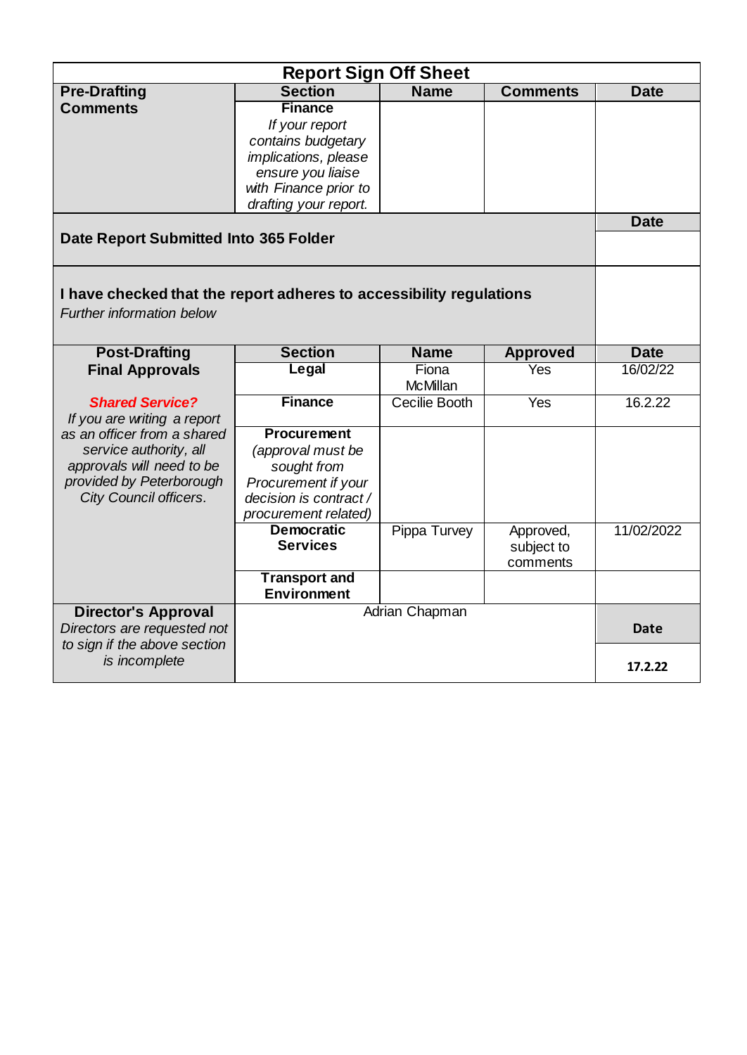# Report Sign Off Sheet

| **Pre-Drafting Comments** | **Section** | **Name** | **Comments** | **Date** |
|---|---|---|---|---|
| | **Finance** *If your report contains budgetary implications, please ensure you liaise with Finance prior to drafting your report.* | | | |

| **Date Report Submitted Into 365 Folder** | **Date** |
|---|---|
| | |

| **I have checked that the report adheres to accessibility regulations** *Further information below* | |
|---|---|

| **Post-Drafting Final Approvals** | **Section** | **Name** | **Approved** | **Date** |
|---|---|---|---|---|
| ***Shared Service?*** *If you are writing a report as an officer from a shared service authority, all approvals will need to be provided by Peterborough City Council officers.* | **Legal** | Fiona McMillan | Yes | 16/02/22 |
| | **Finance** | Cecilie Booth | Yes | 16.2.22 |
| | **Procurement** *(approval must be sought from Procurement if your decision is contract / procurement related)* | | | |
| | **Democratic Services** | Pippa Turvey | Approved, subject to comments | 11/02/2022 |
| | **Transport and Environment** | | | |

| **Director's Approval** *Directors are requested not to sign if the above section is incomplete* | Adrian Chapman | **Date** **17.2.22** |
|---|---|---|